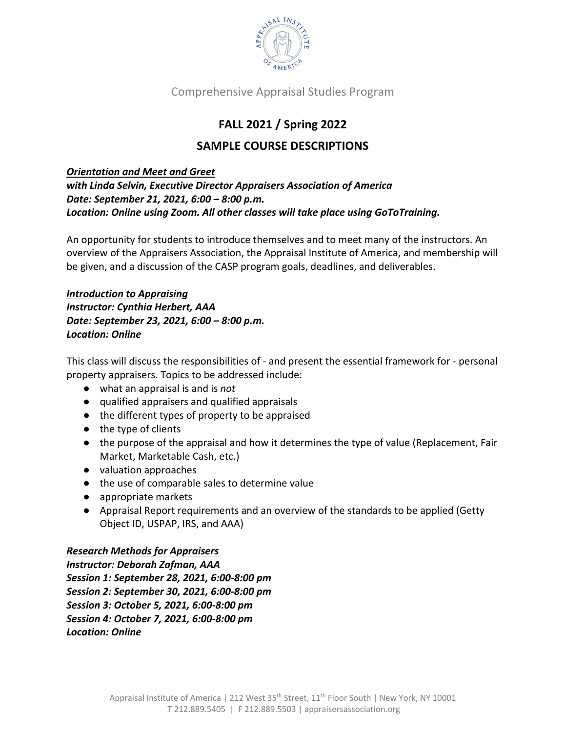Comprehensive Appraisal Studies Program

# FALL 2021 / Spring 2022

## SAMPLE COURSE DESCRIPTIONS

***Orientation and Meet and Greet***
***with Linda Selvin, Executive Director Appraisers Association of America***
***Date: September 21, 2021, 6:00 – 8:00 p.m.***
***Location: Online using Zoom. All other classes will take place using GoToTraining.***

An opportunity for students to introduce themselves and to meet many of the instructors. An overview of the Appraisers Association, the Appraisal Institute of America, and membership will be given, and a discussion of the CASP program goals, deadlines, and deliverables.

***Introduction to Appraising***
***Instructor: Cynthia Herbert, AAA***
***Date: September 23, 2021, 6:00 – 8:00 p.m.***
***Location: Online***

This class will discuss the responsibilities of - and present the essential framework for - personal property appraisers. Topics to be addressed include:

- what an appraisal is and is *not*
- qualified appraisers and qualified appraisals
- the different types of property to be appraised
- the type of clients
- the purpose of the appraisal and how it determines the type of value (Replacement, Fair Market, Marketable Cash, etc.)
- valuation approaches
- the use of comparable sales to determine value
- appropriate markets
- Appraisal Report requirements and an overview of the standards to be applied (Getty Object ID, USPAP, IRS, and AAA)

***Research Methods for Appraisers***
***Instructor: Deborah Zafman, AAA***
***Session 1: September 28, 2021, 6:00-8:00 pm***
***Session 2: September 30, 2021, 6:00-8:00 pm***
***Session 3: October 5, 2021, 6:00-8:00 pm***
***Session 4: October 7, 2021, 6:00-8:00 pm***
***Location: Online***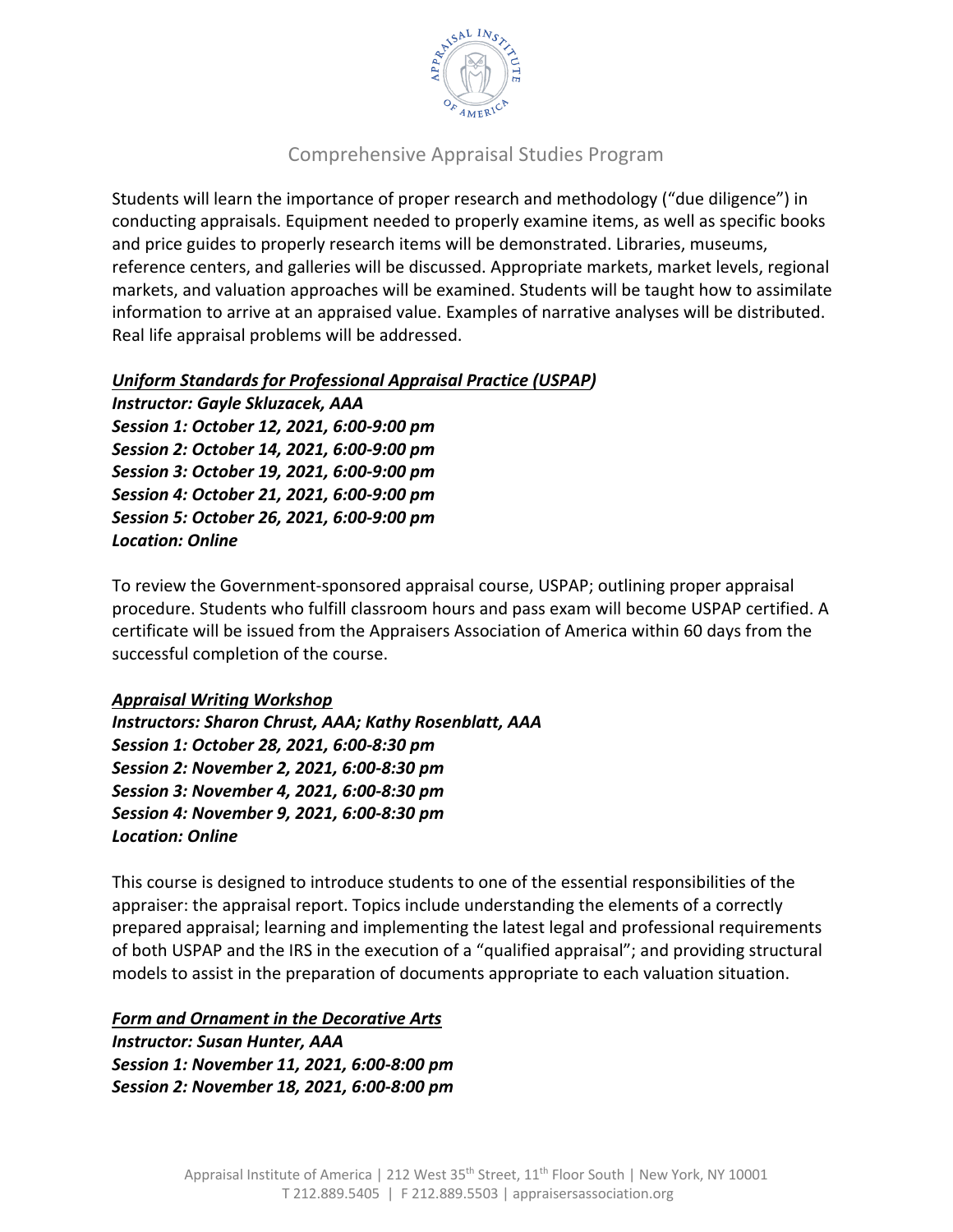Comprehensive Appraisal Studies Program

Students will learn the importance of proper research and methodology ("due diligence") in conducting appraisals. Equipment needed to properly examine items, as well as specific books and price guides to properly research items will be demonstrated. Libraries, museums, reference centers, and galleries will be discussed. Appropriate markets, market levels, regional markets, and valuation approaches will be examined. Students will be taught how to assimilate information to arrive at an appraised value. Examples of narrative analyses will be distributed. Real life appraisal problems will be addressed.

***Uniform Standards for Professional Appraisal Practice (USPAP)***
***Instructor: Gayle Skluzacek, AAA***
***Session 1: October 12, 2021, 6:00-9:00 pm***
***Session 2: October 14, 2021, 6:00-9:00 pm***
***Session 3: October 19, 2021, 6:00-9:00 pm***
***Session 4: October 21, 2021, 6:00-9:00 pm***
***Session 5: October 26, 2021, 6:00-9:00 pm***
***Location: Online***

To review the Government-sponsored appraisal course, USPAP; outlining proper appraisal procedure. Students who fulfill classroom hours and pass exam will become USPAP certified. A certificate will be issued from the Appraisers Association of America within 60 days from the successful completion of the course.

***Appraisal Writing Workshop***
***Instructors: Sharon Chrust, AAA; Kathy Rosenblatt, AAA***
***Session 1: October 28, 2021, 6:00-8:30 pm***
***Session 2: November 2, 2021, 6:00-8:30 pm***
***Session 3: November 4, 2021, 6:00-8:30 pm***
***Session 4: November 9, 2021, 6:00-8:30 pm***
***Location: Online***

This course is designed to introduce students to one of the essential responsibilities of the appraiser: the appraisal report. Topics include understanding the elements of a correctly prepared appraisal; learning and implementing the latest legal and professional requirements of both USPAP and the IRS in the execution of a "qualified appraisal"; and providing structural models to assist in the preparation of documents appropriate to each valuation situation.

***Form and Ornament in the Decorative Arts***
***Instructor: Susan Hunter, AAA***
***Session 1: November 11, 2021, 6:00-8:00 pm***
***Session 2: November 18, 2021, 6:00-8:00 pm***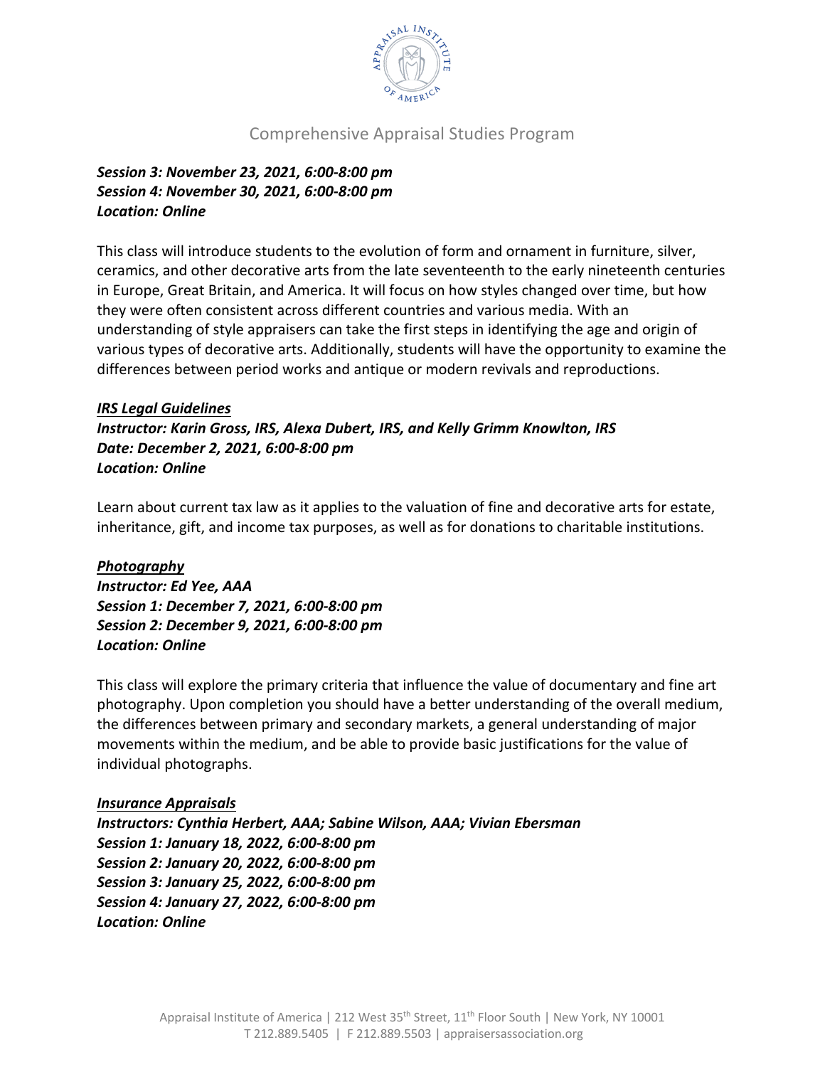***Session 3: November 23, 2021, 6:00-8:00 pm***
***Session 4: November 30, 2021, 6:00-8:00 pm***
***Location: Online***

This class will introduce students to the evolution of form and ornament in furniture, silver, ceramics, and other decorative arts from the late seventeenth to the early nineteenth centuries in Europe, Great Britain, and America. It will focus on how styles changed over time, but how they were often consistent across different countries and various media. With an understanding of style appraisers can take the first steps in identifying the age and origin of various types of decorative arts. Additionally, students will have the opportunity to examine the differences between period works and antique or modern revivals and reproductions.

***<u>IRS Legal Guidelines</u>***
***Instructor: Karin Gross, IRS, Alexa Dubert, IRS, and Kelly Grimm Knowlton, IRS***
***Date: December 2, 2021, 6:00-8:00 pm***
***Location: Online***

Learn about current tax law as it applies to the valuation of fine and decorative arts for estate, inheritance, gift, and income tax purposes, as well as for donations to charitable institutions.

***<u>Photography</u>***
***Instructor: Ed Yee, AAA***
***Session 1: December 7, 2021, 6:00-8:00 pm***
***Session 2: December 9, 2021, 6:00-8:00 pm***
***Location: Online***

This class will explore the primary criteria that influence the value of documentary and fine art photography. Upon completion you should have a better understanding of the overall medium, the differences between primary and secondary markets, a general understanding of major movements within the medium, and be able to provide basic justifications for the value of individual photographs.

***<u>Insurance Appraisals</u>***
***Instructors: Cynthia Herbert, AAA; Sabine Wilson, AAA; Vivian Ebersman***
***Session 1: January 18, 2022, 6:00-8:00 pm***
***Session 2: January 20, 2022, 6:00-8:00 pm***
***Session 3: January 25, 2022, 6:00-8:00 pm***
***Session 4: January 27, 2022, 6:00-8:00 pm***
***Location: Online***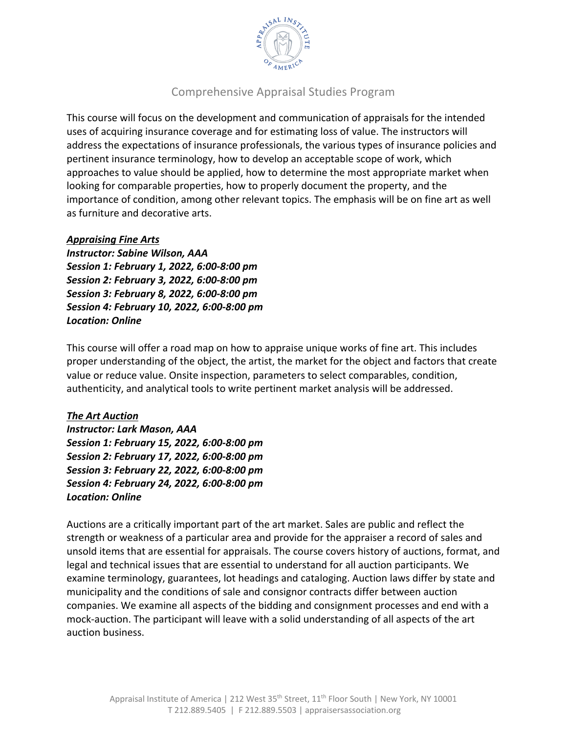Comprehensive Appraisal Studies Program

This course will focus on the development and communication of appraisals for the intended uses of acquiring insurance coverage and for estimating loss of value. The instructors will address the expectations of insurance professionals, the various types of insurance policies and pertinent insurance terminology, how to develop an acceptable scope of work, which approaches to value should be applied, how to determine the most appropriate market when looking for comparable properties, how to properly document the property, and the importance of condition, among other relevant topics. The emphasis will be on fine art as well as furniture and decorative arts.

***Appraising Fine Arts***
***Instructor: Sabine Wilson, AAA***
***Session 1: February 1, 2022, 6:00-8:00 pm***
***Session 2: February 3, 2022, 6:00-8:00 pm***
***Session 3: February 8, 2022, 6:00-8:00 pm***
***Session 4: February 10, 2022, 6:00-8:00 pm***
***Location: Online***

This course will offer a road map on how to appraise unique works of fine art. This includes proper understanding of the object, the artist, the market for the object and factors that create value or reduce value. Onsite inspection, parameters to select comparables, condition, authenticity, and analytical tools to write pertinent market analysis will be addressed.

***The Art Auction***
***Instructor: Lark Mason, AAA***
***Session 1: February 15, 2022, 6:00-8:00 pm***
***Session 2: February 17, 2022, 6:00-8:00 pm***
***Session 3: February 22, 2022, 6:00-8:00 pm***
***Session 4: February 24, 2022, 6:00-8:00 pm***
***Location: Online***

Auctions are a critically important part of the art market. Sales are public and reflect the strength or weakness of a particular area and provide for the appraiser a record of sales and unsold items that are essential for appraisals. The course covers history of auctions, format, and legal and technical issues that are essential to understand for all auction participants. We examine terminology, guarantees, lot headings and cataloging. Auction laws differ by state and municipality and the conditions of sale and consignor contracts differ between auction companies. We examine all aspects of the bidding and consignment processes and end with a mock-auction. The participant will leave with a solid understanding of all aspects of the art auction business.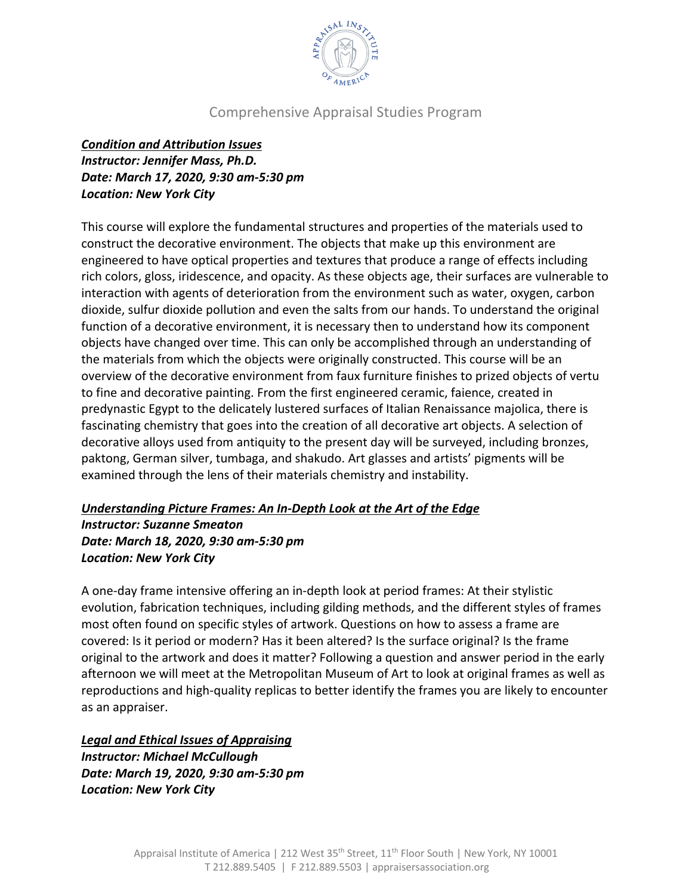Comprehensive Appraisal Studies Program

***Condition and Attribution Issues***
***Instructor: Jennifer Mass, Ph.D.***
***Date: March 17, 2020, 9:30 am-5:30 pm***
***Location: New York City***

This course will explore the fundamental structures and properties of the materials used to construct the decorative environment. The objects that make up this environment are engineered to have optical properties and textures that produce a range of effects including rich colors, gloss, iridescence, and opacity. As these objects age, their surfaces are vulnerable to interaction with agents of deterioration from the environment such as water, oxygen, carbon dioxide, sulfur dioxide pollution and even the salts from our hands. To understand the original function of a decorative environment, it is necessary then to understand how its component objects have changed over time. This can only be accomplished through an understanding of the materials from which the objects were originally constructed. This course will be an overview of the decorative environment from faux furniture finishes to prized objects of vertu to fine and decorative painting. From the first engineered ceramic, faience, created in predynastic Egypt to the delicately lustered surfaces of Italian Renaissance majolica, there is fascinating chemistry that goes into the creation of all decorative art objects. A selection of decorative alloys used from antiquity to the present day will be surveyed, including bronzes, paktong, German silver, tumbaga, and shakudo. Art glasses and artists' pigments will be examined through the lens of their materials chemistry and instability.

***Understanding Picture Frames: An In-Depth Look at the Art of the Edge***
***Instructor: Suzanne Smeaton***
***Date: March 18, 2020, 9:30 am-5:30 pm***
***Location: New York City***

A one-day frame intensive offering an in-depth look at period frames: At their stylistic evolution, fabrication techniques, including gilding methods, and the different styles of frames most often found on specific styles of artwork. Questions on how to assess a frame are covered: Is it period or modern? Has it been altered? Is the surface original? Is the frame original to the artwork and does it matter? Following a question and answer period in the early afternoon we will meet at the Metropolitan Museum of Art to look at original frames as well as reproductions and high-quality replicas to better identify the frames you are likely to encounter as an appraiser.

***Legal and Ethical Issues of Appraising***
***Instructor: Michael McCullough***
***Date: March 19, 2020, 9:30 am-5:30 pm***
***Location: New York City***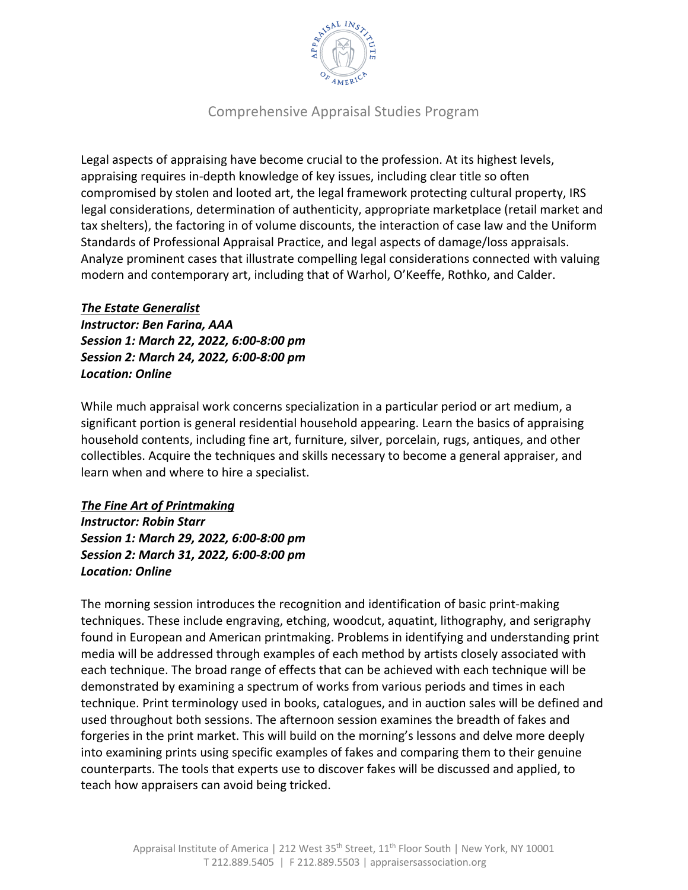Legal aspects of appraising have become crucial to the profession. At its highest levels, appraising requires in-depth knowledge of key issues, including clear title so often compromised by stolen and looted art, the legal framework protecting cultural property, IRS legal considerations, determination of authenticity, appropriate marketplace (retail market and tax shelters), the factoring in of volume discounts, the interaction of case law and the Uniform Standards of Professional Appraisal Practice, and legal aspects of damage/loss appraisals. Analyze prominent cases that illustrate compelling legal considerations connected with valuing modern and contemporary art, including that of Warhol, O'Keeffe, Rothko, and Calder.

***The Estate Generalist***
***Instructor: Ben Farina, AAA***
***Session 1: March 22, 2022, 6:00-8:00 pm***
***Session 2: March 24, 2022, 6:00-8:00 pm***
***Location: Online***

While much appraisal work concerns specialization in a particular period or art medium, a significant portion is general residential household appearing. Learn the basics of appraising household contents, including fine art, furniture, silver, porcelain, rugs, antiques, and other collectibles. Acquire the techniques and skills necessary to become a general appraiser, and learn when and where to hire a specialist.

***The Fine Art of Printmaking***
***Instructor: Robin Starr***
***Session 1: March 29, 2022, 6:00-8:00 pm***
***Session 2: March 31, 2022, 6:00-8:00 pm***
***Location: Online***

The morning session introduces the recognition and identification of basic print-making techniques. These include engraving, etching, woodcut, aquatint, lithography, and serigraphy found in European and American printmaking. Problems in identifying and understanding print media will be addressed through examples of each method by artists closely associated with each technique. The broad range of effects that can be achieved with each technique will be demonstrated by examining a spectrum of works from various periods and times in each technique. Print terminology used in books, catalogues, and in auction sales will be defined and used throughout both sessions. The afternoon session examines the breadth of fakes and forgeries in the print market. This will build on the morning's lessons and delve more deeply into examining prints using specific examples of fakes and comparing them to their genuine counterparts. The tools that experts use to discover fakes will be discussed and applied, to teach how appraisers can avoid being tricked.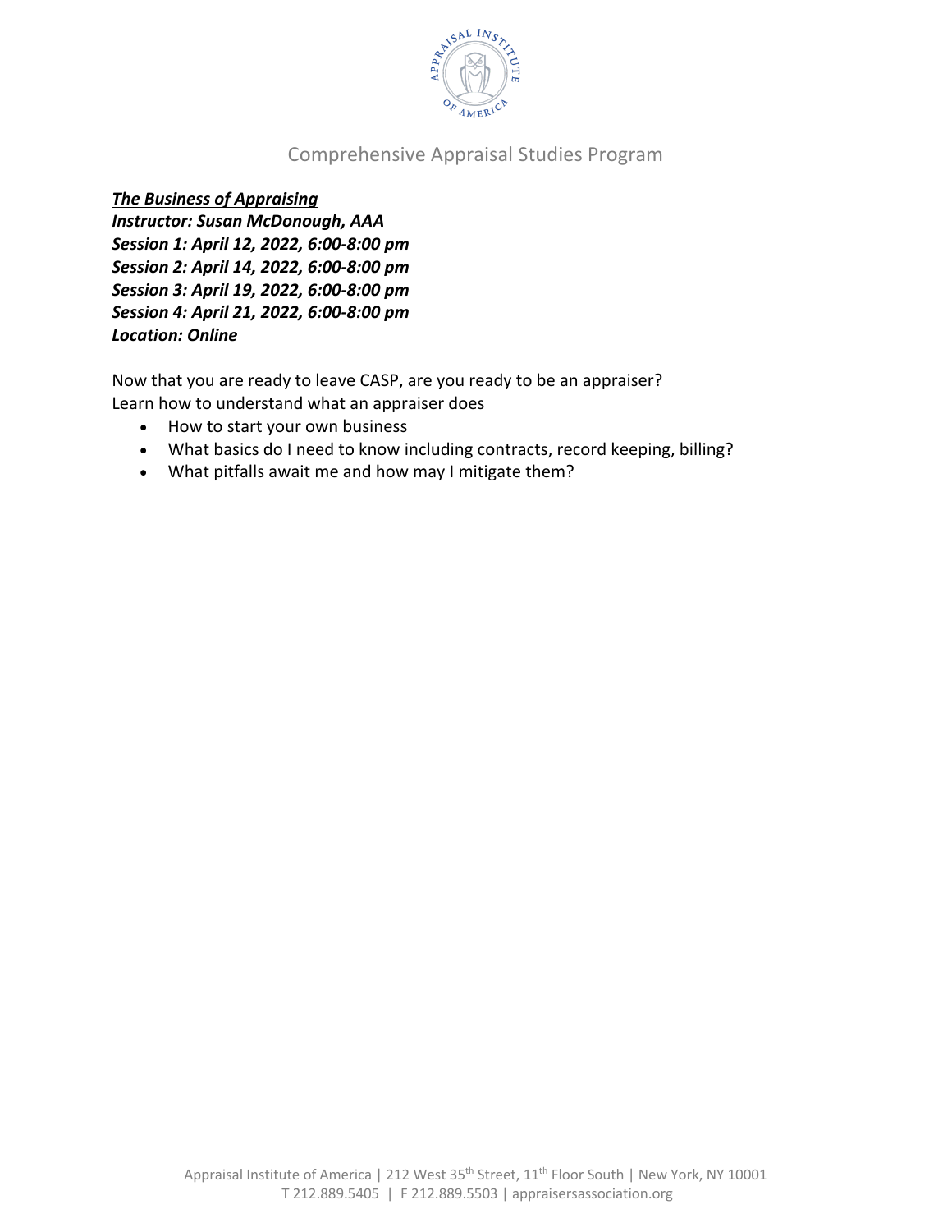Comprehensive Appraisal Studies Program

***<u>The Business of Appraising</u>***
***Instructor: Susan McDonough, AAA***
***Session 1: April 12, 2022, 6:00-8:00 pm***
***Session 2: April 14, 2022, 6:00-8:00 pm***
***Session 3: April 19, 2022, 6:00-8:00 pm***
***Session 4: April 21, 2022, 6:00-8:00 pm***
***Location: Online***

Now that you are ready to leave CASP, are you ready to be an appraiser?
Learn how to understand what an appraiser does

- How to start your own business
- What basics do I need to know including contracts, record keeping, billing?
- What pitfalls await me and how may I mitigate them?